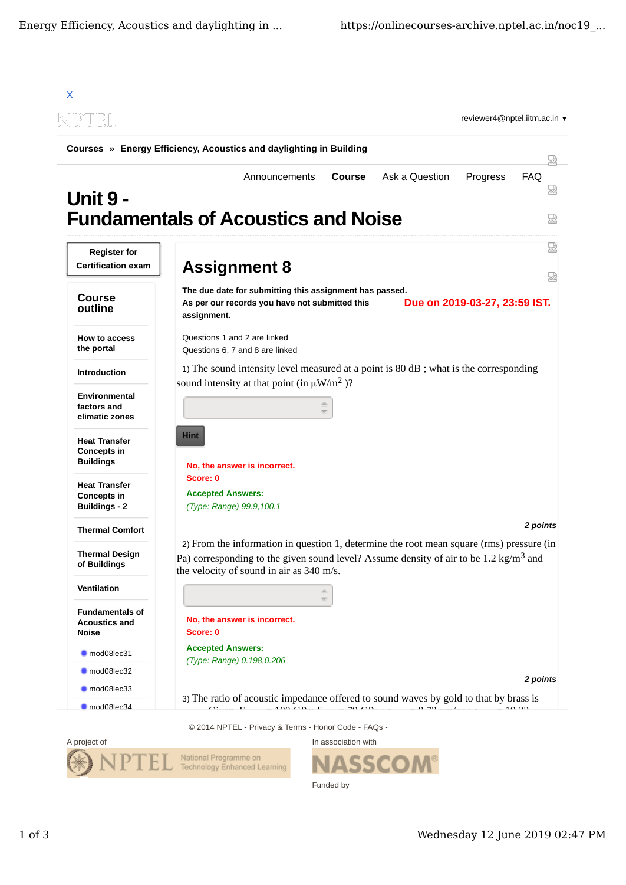X

reviewer4@nptel.iitm.ac.in ▼

Courses » Energy Efficiency, Acoustics and daylighting in Building

Announcements Course Ask a Question Progress FAQ

# Unit 9 - Fundamentals of Acoustics and Noise

Register for Certification exam

**Course outline**

- How to access the portal
- Introduction
- Environmental factors and climatic zones
- Heat Transfer Concepts in Buildings
- Heat Transfer Concepts in Buildings - 2
- Thermal Comfort
- Thermal Design of Buildings
- Ventilation
- Fundamentals of Acoustics and Noise
  - mod08lec31
  - mod08lec32
  - mod08lec33
  - mod08lec34

## Assignment 8

**The due date for submitting this assignment has passed.**
**As per our records you have not submitted this assignment.**

**Due on 2019-03-27, 23:59 IST.**

Questions 1 and 2 are linked
Questions 6, 7 and 8 are linked

1) The sound intensity level measured at a point is 80 dB ; what is the corresponding sound intensity at that point (in $\mu W/m^2$ )?

Hint

**No, the answer is incorrect.**
**Score: 0**

**Accepted Answers:**
*(Type: Range) 99.9,100.1*

*2 points*

2) From the information in question 1, determine the root mean square (rms) pressure (in Pa) corresponding to the given sound level? Assume density of air to be 1.2 $kg/m^3$ and the velocity of sound in air as 340 m/s.

**No, the answer is incorrect.**
**Score: 0**

**Accepted Answers:**
*(Type: Range) 0.198,0.206*

*2 points*

3) The ratio of acoustic impedance offered to sound waves by gold to that by brass is

© 2014 NPTEL - Privacy & Terms - Honor Code - FAQs -

A project of NPTEL National Programme on Technology Enhanced Learning

In association with NASSCOM

Funded by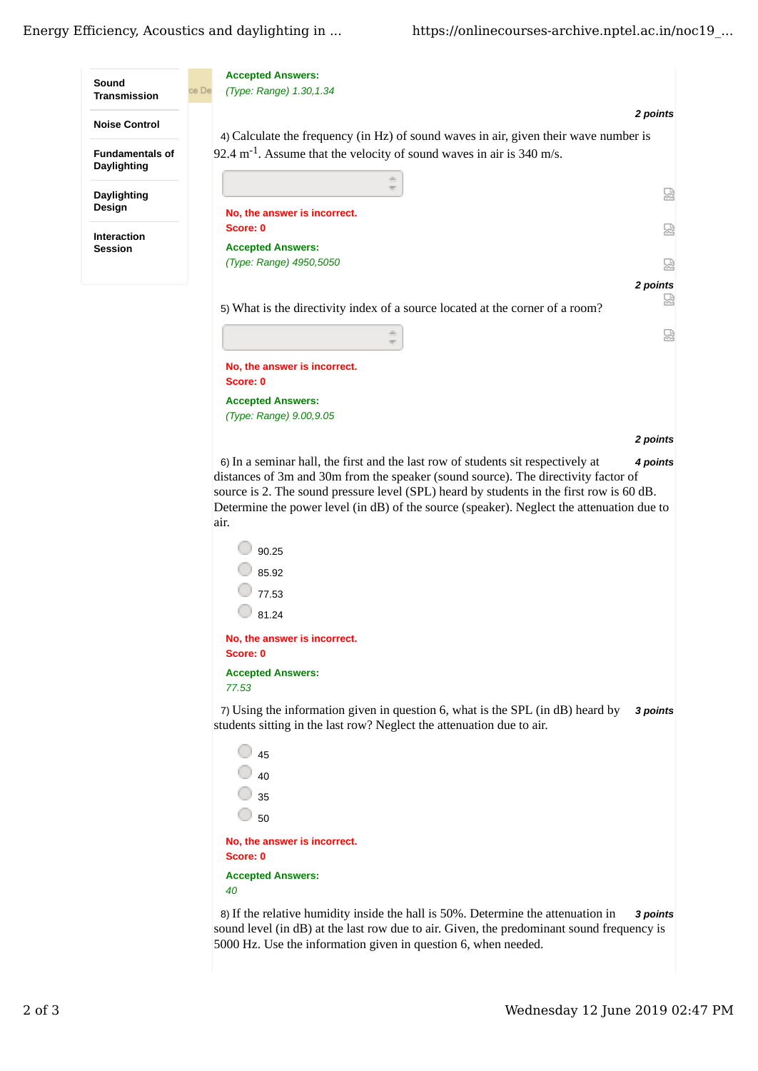Sound Transmission

Noise Control

Fundamentals of Daylighting

Daylighting Design

Interaction Session

**Accepted Answers:**
*(Type: Range) 1.30,1.34*

*2 points*

4) Calculate the frequency (in Hz) of sound waves in air, given their wave number is 92.4 $m^{-1}$. Assume that the velocity of sound waves in air is 340 m/s.

**No, the answer is incorrect.**
**Score: 0**

**Accepted Answers:**
*(Type: Range) 4950,5050*

*2 points*

5) What is the directivity index of a source located at the corner of a room?

**No, the answer is incorrect.**
**Score: 0**

**Accepted Answers:**
*(Type: Range) 9.00,9.05*

*2 points*

6) In a seminar hall, the first and the last row of students sit respectively at distances of 3m and 30m from the speaker (sound source). The directivity factor of source is 2. The sound pressure level (SPL) heard by students in the first row is 60 dB. Determine the power level (in dB) of the source (speaker). Neglect the attenuation due to air.

*4 points*

- 90.25
- 85.92
- 77.53
- 81.24

**No, the answer is incorrect.**
**Score: 0**

**Accepted Answers:**
*77.53*

7) Using the information given in question 6, what is the SPL (in dB) heard by students sitting in the last row? Neglect the attenuation due to air.

*3 points*

- 45
- 40
- 35
- 50

**No, the answer is incorrect.**
**Score: 0**

**Accepted Answers:**
*40*

8) If the relative humidity inside the hall is 50%. Determine the attenuation in sound level (in dB) at the last row due to air. Given, the predominant sound frequency is 5000 Hz. Use the information given in question 6, when needed.

*3 points*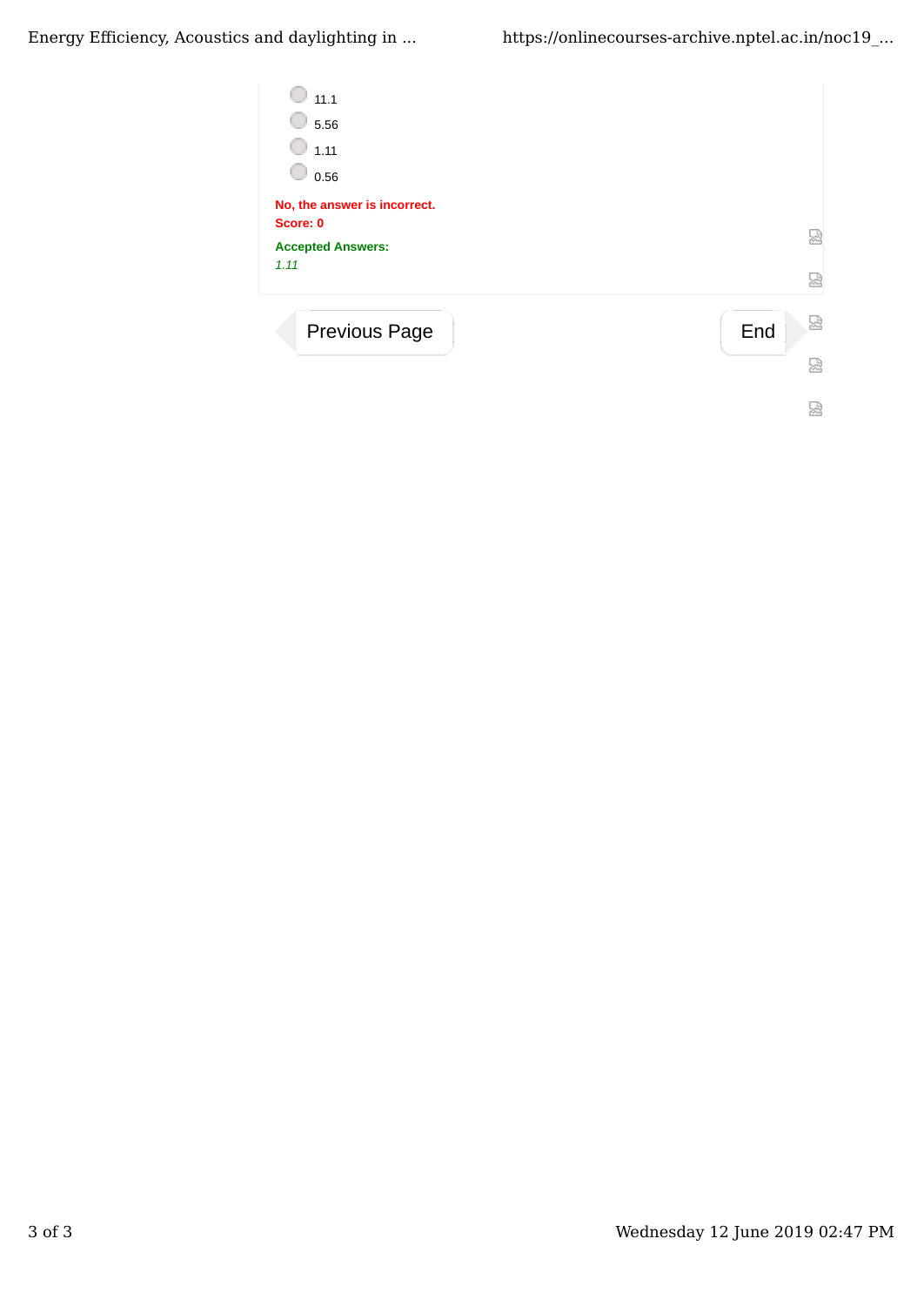- 11.1
- 5.56
- 1.11
- 0.56

**No, the answer is incorrect.**
**Score: 0**

**Accepted Answers:**
*1.11*

Previous Page

End